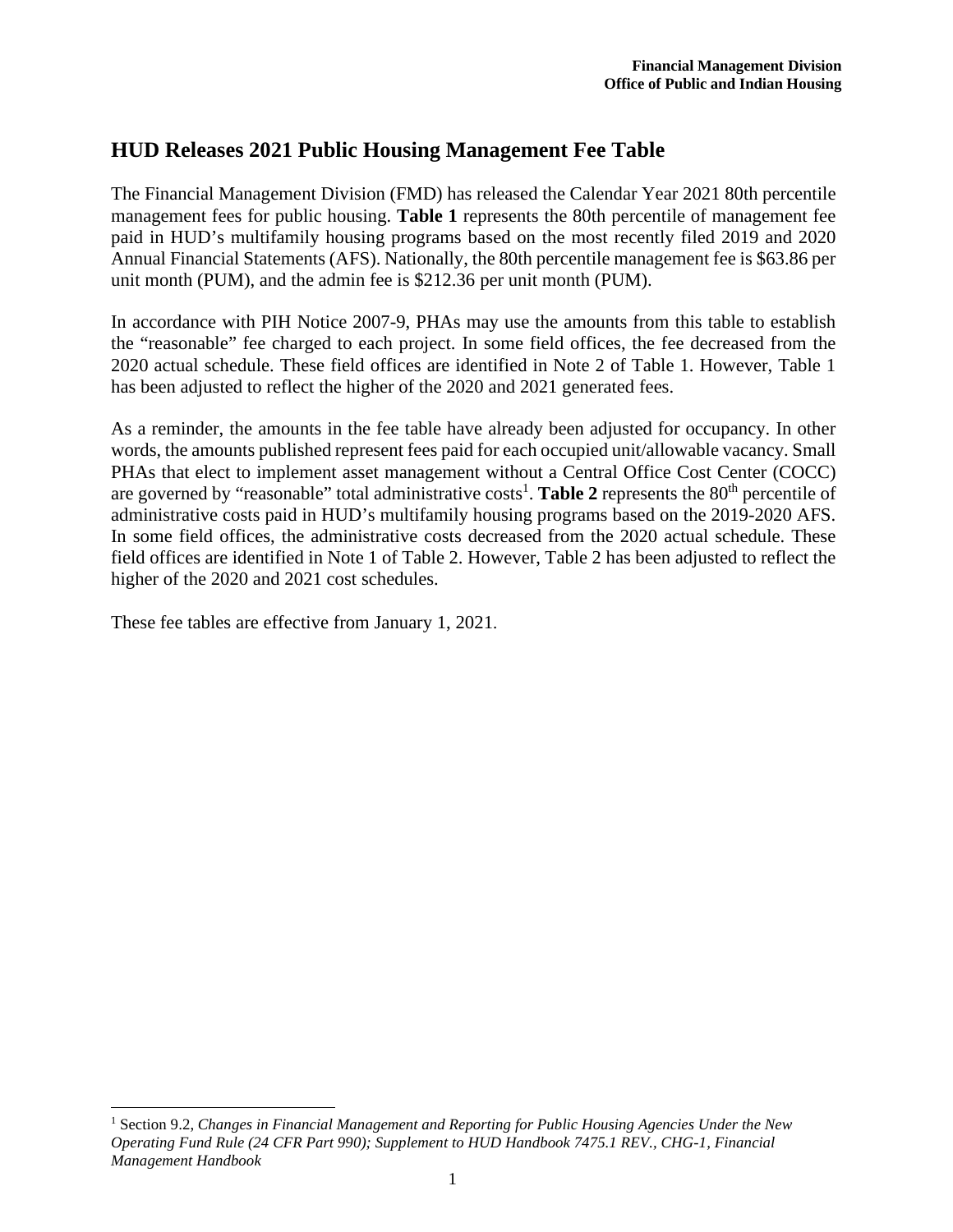**Financial Management Division**
**Office of Public and Indian Housing**

## HUD Releases 2021 Public Housing Management Fee Table

The Financial Management Division (FMD) has released the Calendar Year 2021 80th percentile management fees for public housing. **Table 1** represents the 80th percentile of management fee paid in HUD's multifamily housing programs based on the most recently filed 2019 and 2020 Annual Financial Statements (AFS). Nationally, the 80th percentile management fee is $63.86 per unit month (PUM), and the admin fee is $212.36 per unit month (PUM).

In accordance with PIH Notice 2007-9, PHAs may use the amounts from this table to establish the "reasonable" fee charged to each project. In some field offices, the fee decreased from the 2020 actual schedule. These field offices are identified in Note 2 of Table 1. However, Table 1 has been adjusted to reflect the higher of the 2020 and 2021 generated fees.

As a reminder, the amounts in the fee table have already been adjusted for occupancy. In other words, the amounts published represent fees paid for each occupied unit/allowable vacancy. Small PHAs that elect to implement asset management without a Central Office Cost Center (COCC) are governed by "reasonable" total administrative costs[1]. **Table 2** represents the 80th percentile of administrative costs paid in HUD's multifamily housing programs based on the 2019-2020 AFS. In some field offices, the administrative costs decreased from the 2020 actual schedule. These field offices are identified in Note 1 of Table 2. However, Table 2 has been adjusted to reflect the higher of the 2020 and 2021 cost schedules.

These fee tables are effective from January 1, 2021.

[1] Section 9.2, *Changes in Financial Management and Reporting for Public Housing Agencies Under the New Operating Fund Rule (24 CFR Part 990); Supplement to HUD Handbook 7475.1 REV., CHG-1, Financial Management Handbook*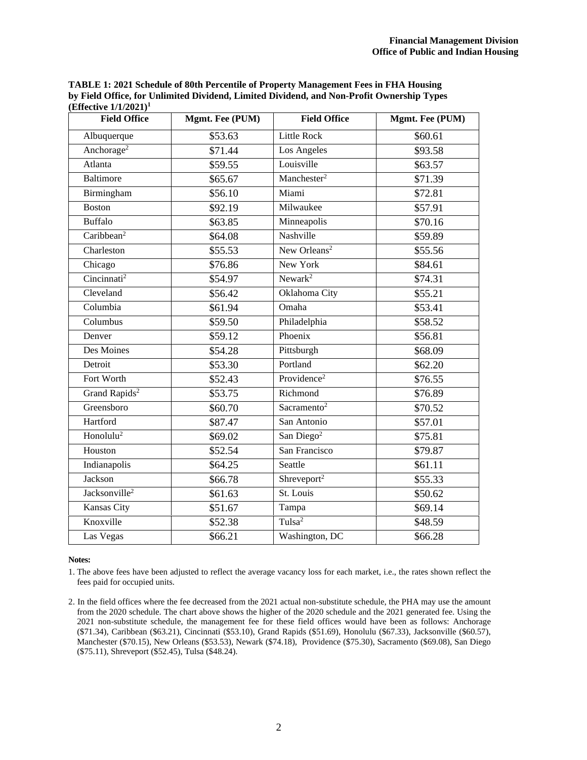**TABLE 1: 2021 Schedule of 80th Percentile of Property Management Fees in FHA Housing by Field Office, for Unlimited Dividend, Limited Dividend, and Non-Profit Ownership Types (Effective 1/1/2021)[1]**

| Field Office | Mgmt. Fee (PUM) | Field Office | Mgmt. Fee (PUM) |
|---|---|---|---|
| Albuquerque | $53.63 | Little Rock | $60.61 |
| Anchorage[2] | $71.44 | Los Angeles | $93.58 |
| Atlanta | $59.55 | Louisville | $63.57 |
| Baltimore | $65.67 | Manchester[2] | $71.39 |
| Birmingham | $56.10 | Miami | $72.81 |
| Boston | $92.19 | Milwaukee | $57.91 |
| Buffalo | $63.85 | Minneapolis | $70.16 |
| Caribbean[2] | $64.08 | Nashville | $59.89 |
| Charleston | $55.53 | New Orleans[2] | $55.56 |
| Chicago | $76.86 | New York | $84.61 |
| Cincinnati[2] | $54.97 | Newark[2] | $74.31 |
| Cleveland | $56.42 | Oklahoma City | $55.21 |
| Columbia | $61.94 | Omaha | $53.41 |
| Columbus | $59.50 | Philadelphia | $58.52 |
| Denver | $59.12 | Phoenix | $56.81 |
| Des Moines | $54.28 | Pittsburgh | $68.09 |
| Detroit | $53.30 | Portland | $62.20 |
| Fort Worth | $52.43 | Providence[2] | $76.55 |
| Grand Rapids[2] | $53.75 | Richmond | $76.89 |
| Greensboro | $60.70 | Sacramento[2] | $70.52 |
| Hartford | $87.47 | San Antonio | $57.01 |
| Honolulu[2] | $69.02 | San Diego[2] | $75.81 |
| Houston | $52.54 | San Francisco | $79.87 |
| Indianapolis | $64.25 | Seattle | $61.11 |
| Jackson | $66.78 | Shreveport[2] | $55.33 |
| Jacksonville[2] | $61.63 | St. Louis | $50.62 |
| Kansas City | $51.67 | Tampa | $69.14 |
| Knoxville | $52.38 | Tulsa[2] | $48.59 |
| Las Vegas | $66.21 | Washington, DC | $66.28 |

**Notes:**

1. The above fees have been adjusted to reflect the average vacancy loss for each market, i.e., the rates shown reflect the fees paid for occupied units.

2. In the field offices where the fee decreased from the 2021 actual non-substitute schedule, the PHA may use the amount from the 2020 schedule. The chart above shows the higher of the 2020 schedule and the 2021 generated fee. Using the 2021 non-substitute schedule, the management fee for these field offices would have been as follows: Anchorage ($71.34), Caribbean ($63.21), Cincinnati ($53.10), Grand Rapids ($51.69), Honolulu ($67.33), Jacksonville ($60.57), Manchester ($70.15), New Orleans ($53.53), Newark ($74.18), Providence ($75.30), Sacramento ($69.08), San Diego ($75.11), Shreveport ($52.45), Tulsa ($48.24).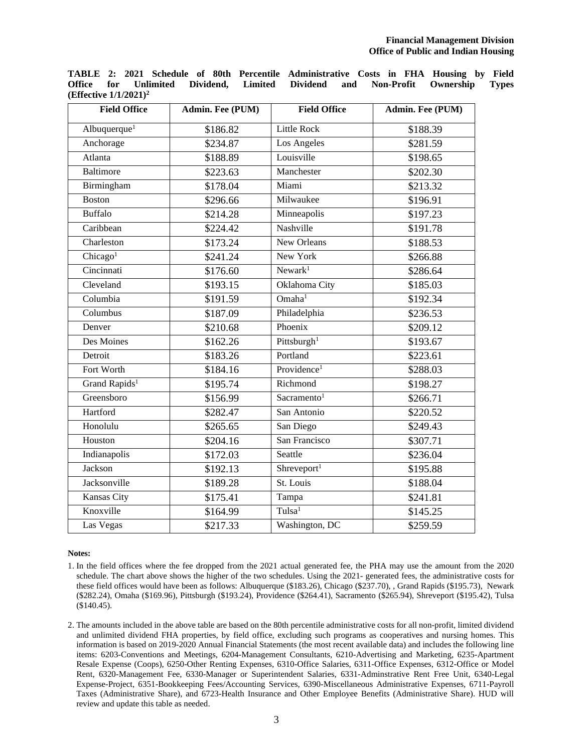**Financial Management Division**
**Office of Public and Indian Housing**

**TABLE 2: 2021 Schedule of 80th Percentile Administrative Costs in FHA Housing by Field Office for Unlimited Dividend, Limited Dividend and Non-Profit Ownership Types (Effective 1/1/2021)[2]**

| Field Office | Admin. Fee (PUM) | Field Office | Admin. Fee (PUM) |
|---|---|---|---|
| Albuquerque[1] | $186.82 | Little Rock | $188.39 |
| Anchorage | $234.87 | Los Angeles | $281.59 |
| Atlanta | $188.89 | Louisville | $198.65 |
| Baltimore | $223.63 | Manchester | $202.30 |
| Birmingham | $178.04 | Miami | $213.32 |
| Boston | $296.66 | Milwaukee | $196.91 |
| Buffalo | $214.28 | Minneapolis | $197.23 |
| Caribbean | $224.42 | Nashville | $191.78 |
| Charleston | $173.24 | New Orleans | $188.53 |
| Chicago[1] | $241.24 | New York | $266.88 |
| Cincinnati | $176.60 | Newark[1] | $286.64 |
| Cleveland | $193.15 | Oklahoma City | $185.03 |
| Columbia | $191.59 | Omaha[1] | $192.34 |
| Columbus | $187.09 | Philadelphia | $236.53 |
| Denver | $210.68 | Phoenix | $209.12 |
| Des Moines | $162.26 | Pittsburgh[1] | $193.67 |
| Detroit | $183.26 | Portland | $223.61 |
| Fort Worth | $184.16 | Providence[1] | $288.03 |
| Grand Rapids[1] | $195.74 | Richmond | $198.27 |
| Greensboro | $156.99 | Sacramento[1] | $266.71 |
| Hartford | $282.47 | San Antonio | $220.52 |
| Honolulu | $265.65 | San Diego | $249.43 |
| Houston | $204.16 | San Francisco | $307.71 |
| Indianapolis | $172.03 | Seattle | $236.04 |
| Jackson | $192.13 | Shreveport[1] | $195.88 |
| Jacksonville | $189.28 | St. Louis | $188.04 |
| Kansas City | $175.41 | Tampa | $241.81 |
| Knoxville | $164.99 | Tulsa[1] | $145.25 |
| Las Vegas | $217.33 | Washington, DC | $259.59 |

**Notes:**

1. In the field offices where the fee dropped from the 2021 actual generated fee, the PHA may use the amount from the 2020 schedule. The chart above shows the higher of the two schedules. Using the 2021- generated fees, the administrative costs for these field offices would have been as follows: Albuquerque ($183.26), Chicago ($237.70), , Grand Rapids ($195.73), Newark ($282.24), Omaha ($169.96), Pittsburgh ($193.24), Providence ($264.41), Sacramento ($265.94), Shreveport ($195.42), Tulsa ($140.45).

2. The amounts included in the above table are based on the 80th percentile administrative costs for all non-profit, limited dividend and unlimited dividend FHA properties, by field office, excluding such programs as cooperatives and nursing homes. This information is based on 2019-2020 Annual Financial Statements (the most recent available data) and includes the following line items: 6203-Conventions and Meetings, 6204-Management Consultants, 6210-Advertising and Marketing, 6235-Apartment Resale Expense (Coops), 6250-Other Renting Expenses, 6310-Office Salaries, 6311-Office Expenses, 6312-Office or Model Rent, 6320-Management Fee, 6330-Manager or Superintendent Salaries, 6331-Adminstrative Rent Free Unit, 6340-Legal Expense-Project, 6351-Bookkeeping Fees/Accounting Services, 6390-Miscellaneous Administrative Expenses, 6711-Payroll Taxes (Administrative Share), and 6723-Health Insurance and Other Employee Benefits (Administrative Share). HUD will review and update this table as needed.